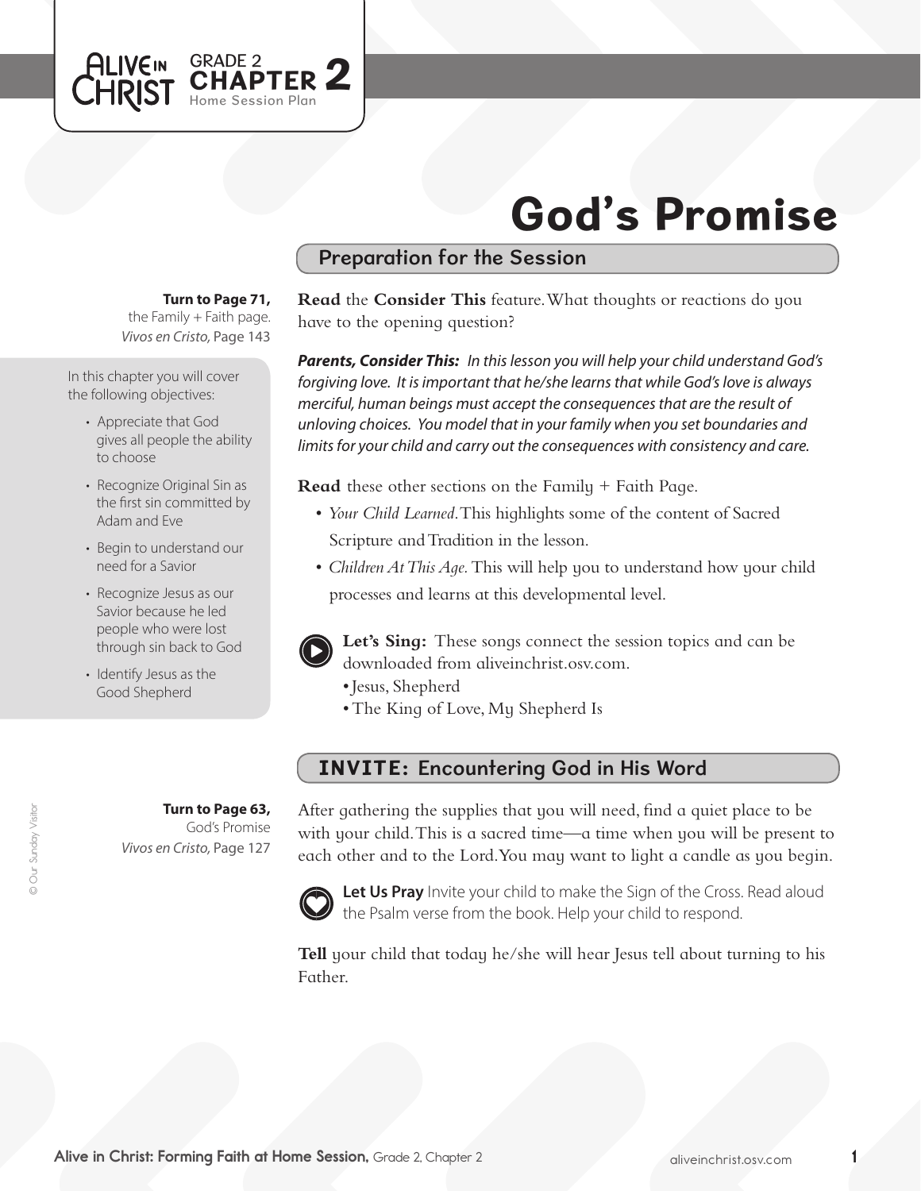ALIVE IN CHRIST GRADE 2 **CHAPTER 2** Home Session Plan

# God's Promise

## Preparation for the Session

**Turn to Page 71,** the Family + Faith page. *Vivos en Cristo,* Page 143

In this chapter you will cover the following objectives:

- Appreciate that God gives all people the ability to choose
- Recognize Original Sin as the first sin committed by Adam and Eve
- Begin to understand our need for a Savior
- Recognize Jesus as our Savior because he led people who were lost through sin back to God
- Identify Jesus as the Good Shepherd

**Read** the **Consider This** feature. What thoughts or reactions do you have to the opening question?

***Parents, Consider This:*** *In this lesson you will help your child understand God's forgiving love. It is important that he/she learns that while God's love is always merciful, human beings must accept the consequences that are the result of unloving choices. You model that in your family when you set boundaries and limits for your child and carry out the consequences with consistency and care.*

**Read** these other sections on the Family + Faith Page.

- *Your Child Learned.* This highlights some of the content of Sacred Scripture and Tradition in the lesson.
- *Children At This Age.* This will help you to understand how your child processes and learns at this developmental level.

**Let's Sing:** These songs connect the session topics and can be downloaded from aliveinchrist.osv.com.

- Jesus, Shepherd
- The King of Love, My Shepherd Is

## INVITE: Encountering God in His Word

**Turn to Page 63,** God's Promise *Vivos en Cristo,* Page 127

After gathering the supplies that you will need, find a quiet place to be with your child. This is a sacred time—a time when you will be present to each other and to the Lord. You may want to light a candle as you begin.

**Let Us Pray** Invite your child to make the Sign of the Cross. Read aloud the Psalm verse from the book. Help your child to respond.

**Tell** your child that today he/she will hear Jesus tell about turning to his Father.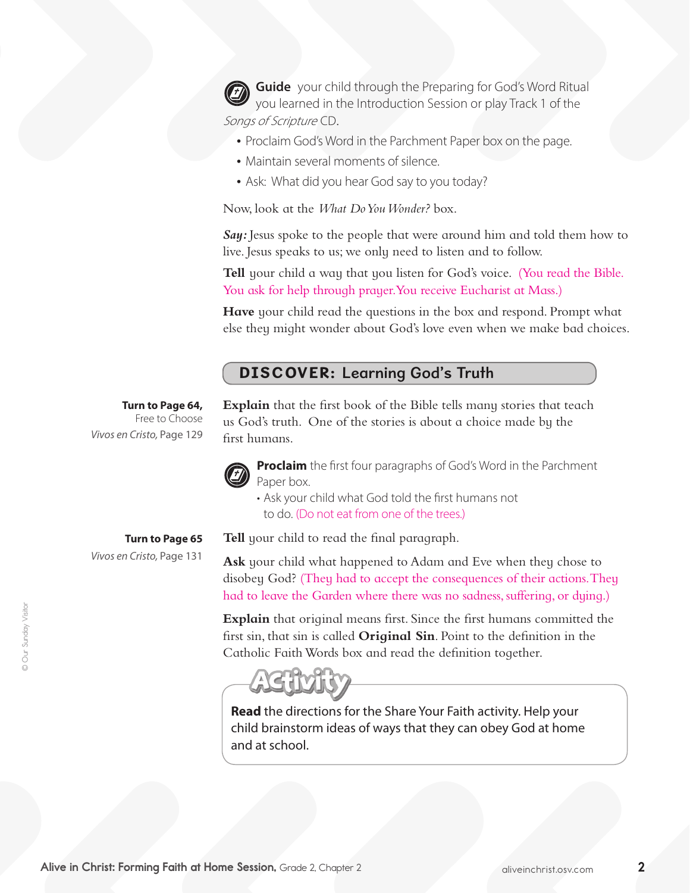**Guide** your child through the Preparing for God's Word Ritual you learned in the Introduction Session or play Track 1 of the *Songs of Scripture* CD.

- Proclaim God's Word in the Parchment Paper box on the page.
- Maintain several moments of silence.
- Ask: What did you hear God say to you today?

Now, look at the *What Do You Wonder?* box.

***Say:*** Jesus spoke to the people that were around him and told them how to live. Jesus speaks to us; we only need to listen and to follow.

**Tell** your child a way that you listen for God's voice. (You read the Bible. You ask for help through prayer. You receive Eucharist at Mass.)

**Have** your child read the questions in the box and respond. Prompt what else they might wonder about God's love even when we make bad choices.

## DISCOVER: Learning God's Truth

**Turn to Page 64,**
Free to Choose
*Vivos en Cristo*, Page 129

**Explain** that the first book of the Bible tells many stories that teach us God's truth. One of the stories is about a choice made by the first humans.

**Proclaim** the first four paragraphs of God's Word in the Parchment Paper box.

- Ask your child what God told the first humans not to do. (Do not eat from one of the trees.)

**Turn to Page 65**
*Vivos en Cristo*, Page 131

**Tell** your child to read the final paragraph.

**Ask** your child what happened to Adam and Eve when they chose to disobey God? (They had to accept the consequences of their actions. They had to leave the Garden where there was no sadness, suffering, or dying.)

**Explain** that original means first. Since the first humans committed the first sin, that sin is called **Original Sin**. Point to the definition in the Catholic Faith Words box and read the definition together.

### Activity

**Read** the directions for the Share Your Faith activity. Help your child brainstorm ideas of ways that they can obey God at home and at school.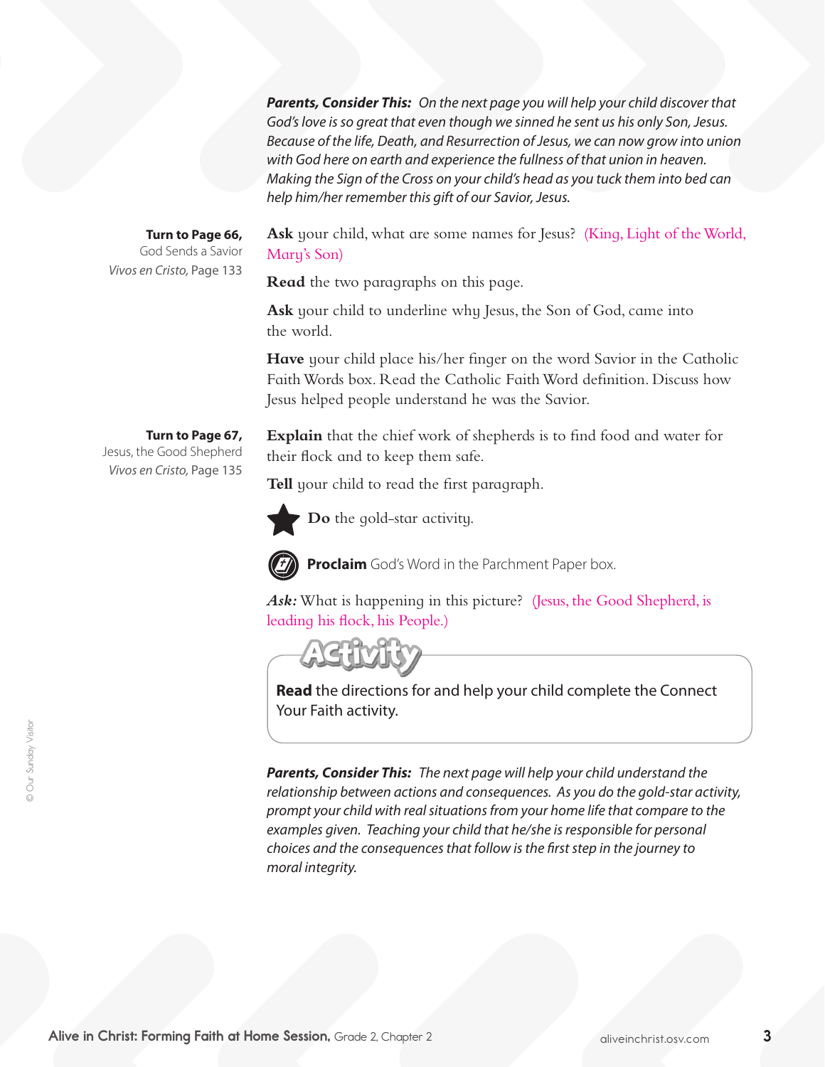***Parents, Consider This:*** *On the next page you will help your child discover that God's love is so great that even though we sinned he sent us his only Son, Jesus. Because of the life, Death, and Resurrection of Jesus, we can now grow into union with God here on earth and experience the fullness of that union in heaven. Making the Sign of the Cross on your child's head as you tuck them into bed can help him/her remember this gift of our Savior, Jesus.*

**Turn to Page 66,**
God Sends a Savior
*Vivos en Cristo,* Page 133

**Ask** your child, what are some names for Jesus? (King, Light of the World, Mary's Son)

**Read** the two paragraphs on this page.

**Ask** your child to underline why Jesus, the Son of God, came into the world.

**Have** your child place his/her finger on the word Savior in the Catholic Faith Words box. Read the Catholic Faith Word definition. Discuss how Jesus helped people understand he was the Savior.

**Turn to Page 67,**
Jesus, the Good Shepherd
*Vivos en Cristo,* Page 135

**Explain** that the chief work of shepherds is to find food and water for their flock and to keep them safe.

**Tell** your child to read the first paragraph.

★ **Do** the gold-star activity.

**Proclaim** God's Word in the Parchment Paper box.

***Ask:*** What is happening in this picture? (Jesus, the Good Shepherd, is leading his flock, his People.)

**Activity**

**Read** the directions for and help your child complete the Connect Your Faith activity.

***Parents, Consider This:*** *The next page will help your child understand the relationship between actions and consequences. As you do the gold-star activity, prompt your child with real situations from your home life that compare to the examples given. Teaching your child that he/she is responsible for personal choices and the consequences that follow is the first step in the journey to moral integrity.*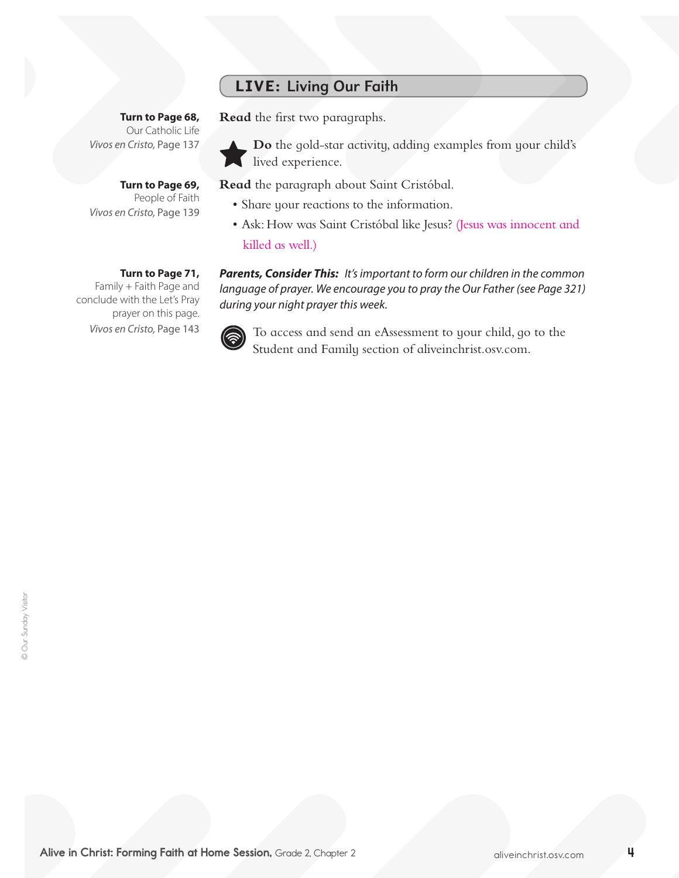## LIVE: Living Our Faith

**Turn to Page 68,** Our Catholic Life *Vivos en Cristo,* Page 137

**Read** the first two paragraphs.

★ **Do** the gold-star activity, adding examples from your child's lived experience.

**Turn to Page 69,** People of Faith *Vivos en Cristo,* Page 139

**Read** the paragraph about Saint Cristóbal.

- Share your reactions to the information.
- Ask: How was Saint Cristóbal like Jesus? (Jesus was innocent and killed as well.)

**Turn to Page 71,** Family + Faith Page and conclude with the Let's Pray prayer on this page. *Vivos en Cristo,* Page 143

***Parents, Consider This:*** *It's important to form our children in the common language of prayer. We encourage you to pray the Our Father (see Page 321) during your night prayer this week.*

To access and send an eAssessment to your child, go to the Student and Family section of aliveinchrist.osv.com.

© Our Sunday Visitor